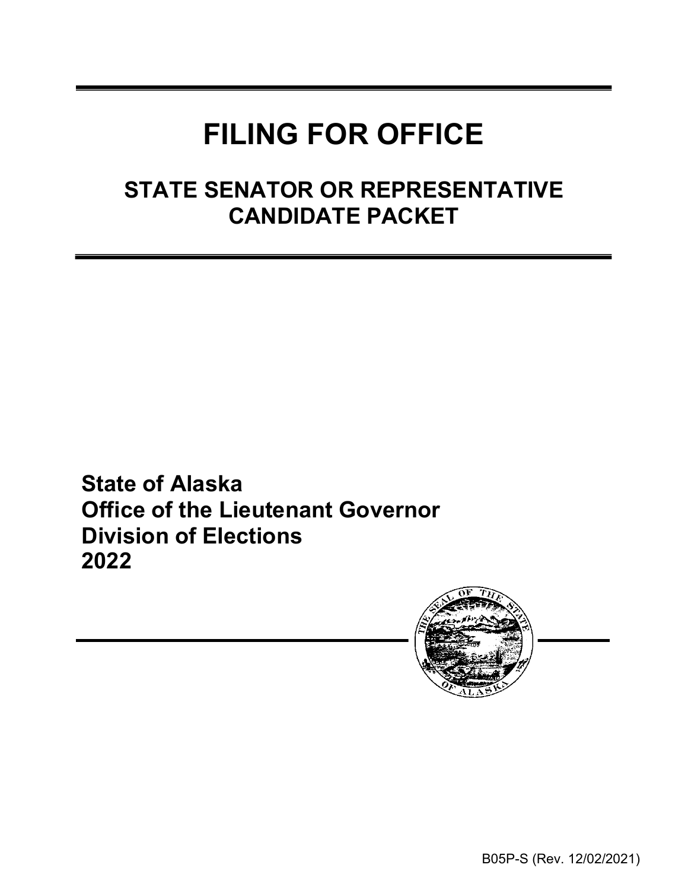# FILING FOR OFFICE

## STATE SENATOR OR REPRESENTATIVE CANDIDATE PACKET

**State of Alaska**
**Office of the Lieutenant Governor**
**Division of Elections**
**2022**

B05P-S (Rev. 12/02/2021)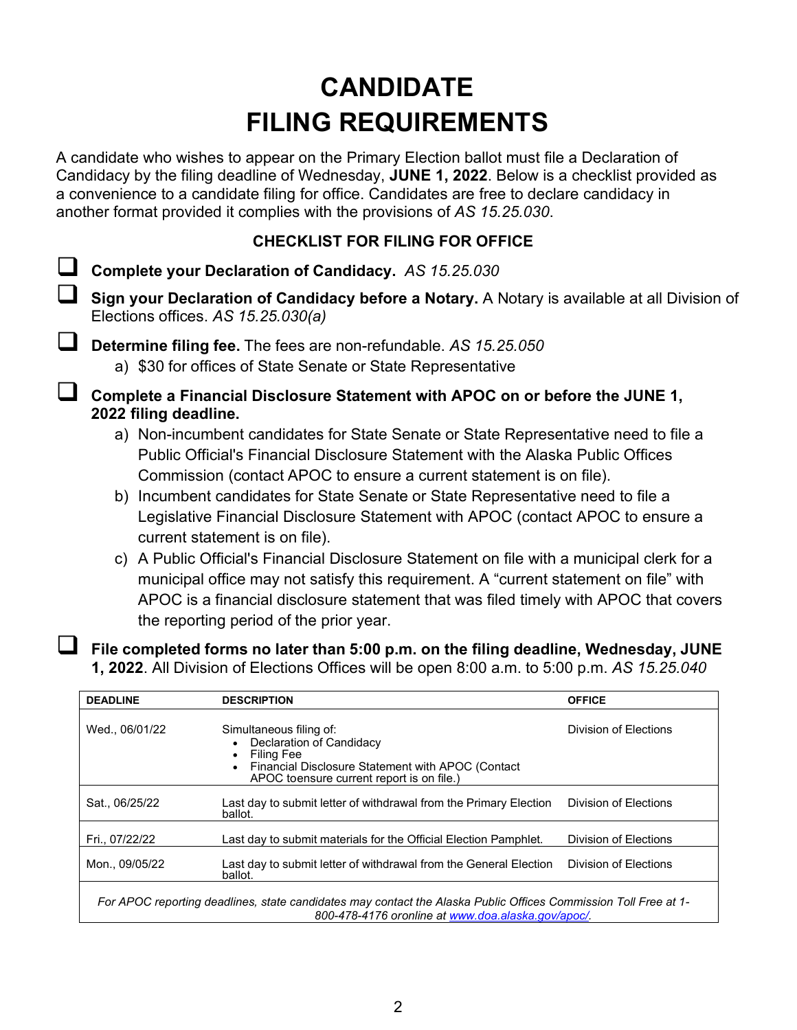# CANDIDATE FILING REQUIREMENTS

A candidate who wishes to appear on the Primary Election ballot must file a Declaration of Candidacy by the filing deadline of Wednesday, **JUNE 1, 2022**. Below is a checklist provided as a convenience to a candidate filing for office. Candidates are free to declare candidacy in another format provided it complies with the provisions of *AS 15.25.030*.

### CHECKLIST FOR FILING FOR OFFICE

- ☐ **Complete your Declaration of Candidacy.** *AS 15.25.030*
- ☐ **Sign your Declaration of Candidacy before a Notary.** A Notary is available at all Division of Elections offices. *AS 15.25.030(a)*
- ☐ **Determine filing fee.** The fees are non-refundable. *AS 15.25.050*
  - a) $30 for offices of State Senate or State Representative
- ☐ **Complete a Financial Disclosure Statement with APOC on or before the JUNE 1, 2022 filing deadline.**
  - a) Non-incumbent candidates for State Senate or State Representative need to file a Public Official's Financial Disclosure Statement with the Alaska Public Offices Commission (contact APOC to ensure a current statement is on file).
  - b) Incumbent candidates for State Senate or State Representative need to file a Legislative Financial Disclosure Statement with APOC (contact APOC to ensure a current statement is on file).
  - c) A Public Official's Financial Disclosure Statement on file with a municipal clerk for a municipal office may not satisfy this requirement. A "current statement on file" with APOC is a financial disclosure statement that was filed timely with APOC that covers the reporting period of the prior year.
- ☐ **File completed forms no later than 5:00 p.m. on the filing deadline, Wednesday, JUNE 1, 2022**. All Division of Elections Offices will be open 8:00 a.m. to 5:00 p.m. *AS 15.25.040*

| DEADLINE | DESCRIPTION | OFFICE |
|---|---|---|
| Wed., 06/01/22 | Simultaneous filing of:<br>• Declaration of Candidacy<br>• Filing Fee<br>• Financial Disclosure Statement with APOC (Contact APOC toensure current report is on file.) | Division of Elections |
| Sat., 06/25/22 | Last day to submit letter of withdrawal from the Primary Election ballot. | Division of Elections |
| Fri., 07/22/22 | Last day to submit materials for the Official Election Pamphlet. | Division of Elections |
| Mon., 09/05/22 | Last day to submit letter of withdrawal from the General Election ballot. | Division of Elections |
| *For APOC reporting deadlines, state candidates may contact the Alaska Public Offices Commission Toll Free at 1-800-478-4176 oronline at [www.doa.alaska.gov/apoc/](www.doa.alaska.gov/apoc/).* | | |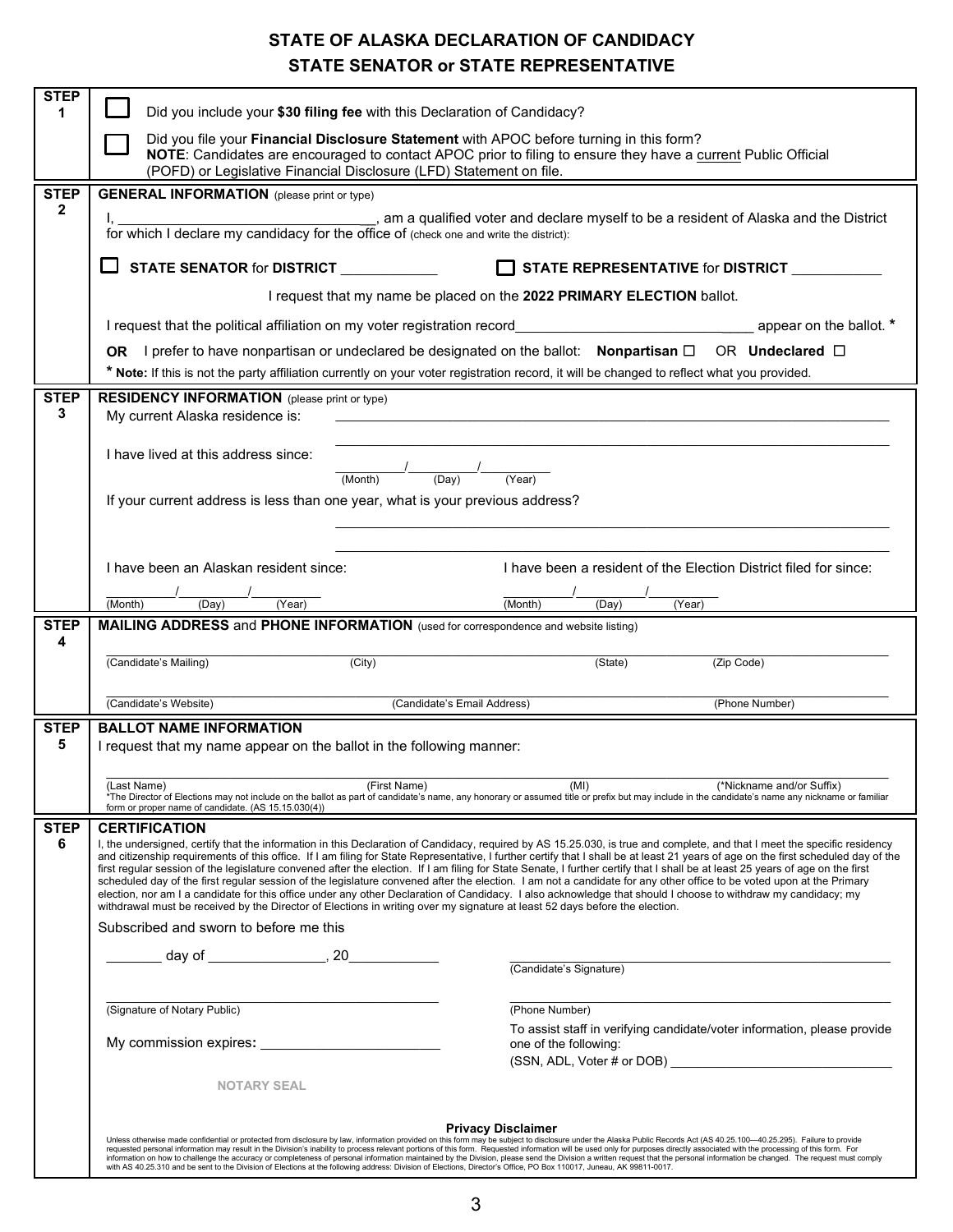# STATE OF ALASKA DECLARATION OF CANDIDACY
## STATE SENATOR or STATE REPRESENTATIVE

**STEP 1**

☐ Did you include your **$30 filing fee** with this Declaration of Candidacy?

☐ Did you file your **Financial Disclosure Statement** with APOC before turning in this form?
**NOTE**: Candidates are encouraged to contact APOC prior to filing to ensure they have a current Public Official (POFD) or Legislative Financial Disclosure (LFD) Statement on file.

**STEP 2**

**GENERAL INFORMATION** (please print or type)

I, ________________________________, am a qualified voter and declare myself to be a resident of Alaska and the District for which I declare my candidacy for the office of (check one and write the district):

☐ **STATE SENATOR** for **DISTRICT** ____________ ☐ **STATE REPRESENTATIVE** for **DISTRICT** ___________

I request that my name be placed on the **2022 PRIMARY ELECTION** ballot.

I request that the political affiliation on my voter registration record________________________________ appear on the ballot. *

**OR** I prefer to have nonpartisan or undeclared be designated on the ballot: **Nonpartisan** ☐ OR **Undeclared** ☐

**\* Note:** If this is not the party affiliation currently on your voter registration record, it will be changed to reflect what you provided.

**STEP 3**

**RESIDENCY INFORMATION** (please print or type)

My current Alaska residence is: ____________________________________________

____________________________________________

I have lived at this address since: _______/_______/_______
(Month) (Day) (Year)

If your current address is less than one year, what is your previous address?

____________________________________________

____________________________________________

I have been an Alaskan resident since: _______/_______/_______
(Month) (Day) (Year)

I have been a resident of the Election District filed for since: _______/_______/_______
(Month) (Day) (Year)

**STEP 4**

**MAILING ADDRESS** and **PHONE INFORMATION** (used for correspondence and website listing)

____________________________________________
(Candidate's Mailing) (City) (State) (Zip Code)

____________________________________________
(Candidate's Website) (Candidate's Email Address) (Phone Number)

**STEP 5**

**BALLOT NAME INFORMATION**

I request that my name appear on the ballot in the following manner:

____________________________________________
(Last Name) (First Name) (MI) (*Nickname and/or Suffix)

*The Director of Elections may not include on the ballot as part of candidate's name, any honorary or assumed title or prefix but may include in the candidate's name any nickname or familiar form or proper name of candidate. (AS 15.15.030(4))

**STEP 6**

**CERTIFICATION**

I, the undersigned, certify that the information in this Declaration of Candidacy, required by AS 15.25.030, is true and complete, and that I meet the specific residency and citizenship requirements of this office. If I am filing for State Representative, I further certify that I shall be at least 21 years of age on the first scheduled day of the first regular session of the legislature convened after the election. If I am filing for State Senate, I further certify that I shall be at least 25 years of age on the first scheduled day of the first regular session of the legislature convened after the election. I am not a candidate for any other office to be voted upon at the Primary election, nor am I a candidate for this office under any other Declaration of Candidacy. I also acknowledge that should I choose to withdraw my candidacy; my withdrawal must be received by the Director of Elections in writing over my signature at least 52 days before the election.

Subscribed and sworn to before me this

_______ day of _______________, 20___________

____________________________________________
(Candidate's Signature)

____________________________________________
(Signature of Notary Public)

____________________________________________
(Phone Number)

My commission expires: _______________________

To assist staff in verifying candidate/voter information, please provide one of the following:
(SSN, ADL, Voter # or DOB) ______________________________

NOTARY SEAL

**Privacy Disclaimer**

Unless otherwise made confidential or protected from disclosure by law, information provided on this form may be subject to disclosure under the Alaska Public Records Act (AS 40.25.100—40.25.295). Failure to provide requested personal information may result in the Division's inability to process relevant portions of this form. Requested information will be used only for purposes directly associated with the processing of this form. For information on how to challenge the accuracy or completeness of personal information maintained by the Division, please send the Division a written request that the personal information be changed. The request must comply with AS 40.25.310 and be sent to the Division of Elections at the following address: Division of Elections, Director's Office, PO Box 110017, Juneau, AK 99811-0017.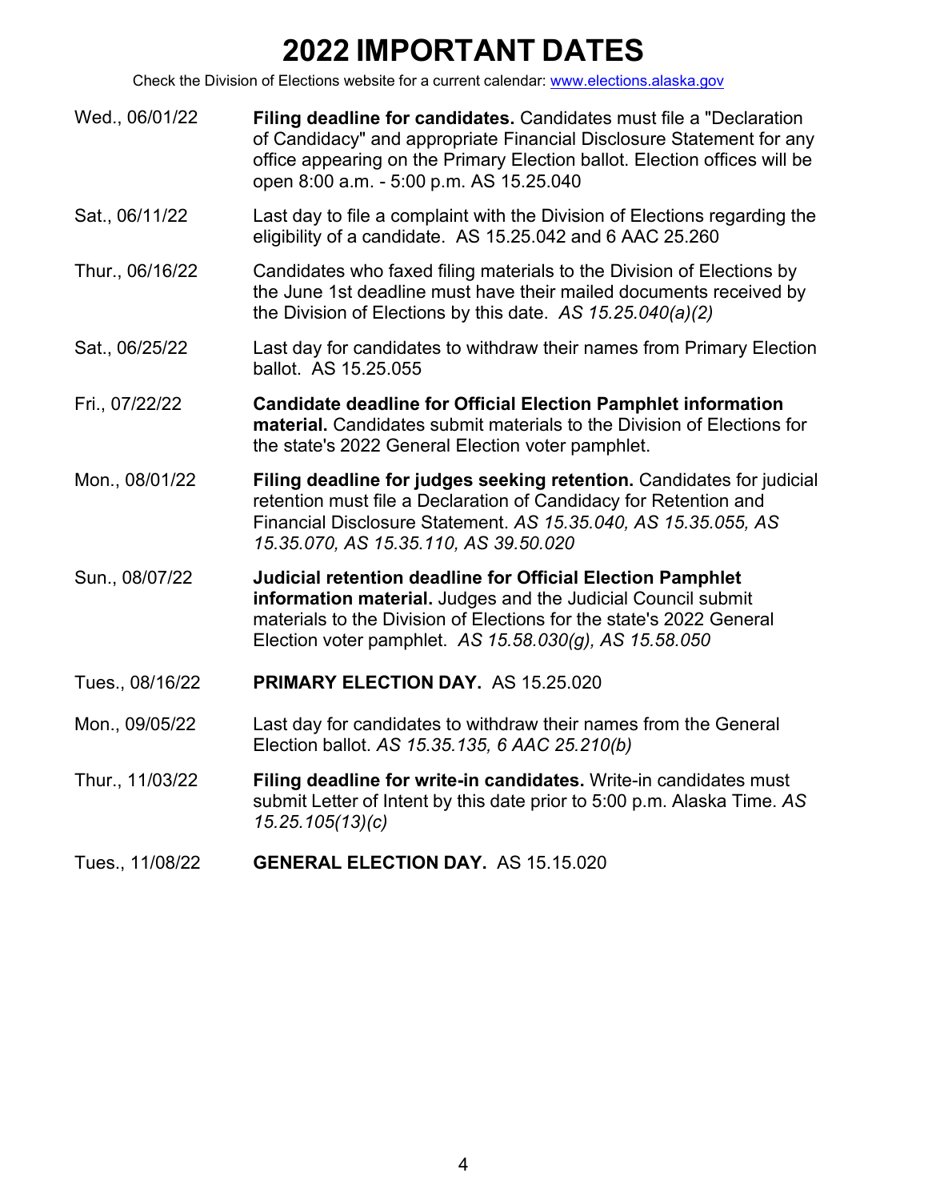# 2022 IMPORTANT DATES

Check the Division of Elections website for a current calendar: [www.elections.alaska.gov](http://www.elections.alaska.gov)

| Date | Event |
| --- | --- |
| Wed., 06/01/22 | **Filing deadline for candidates.** Candidates must file a "Declaration of Candidacy" and appropriate Financial Disclosure Statement for any office appearing on the Primary Election ballot. Election offices will be open 8:00 a.m. - 5:00 p.m. AS 15.25.040 |
| Sat., 06/11/22 | Last day to file a complaint with the Division of Elections regarding the eligibility of a candidate. AS 15.25.042 and 6 AAC 25.260 |
| Thur., 06/16/22 | Candidates who faxed filing materials to the Division of Elections by the June 1st deadline must have their mailed documents received by the Division of Elections by this date. *AS 15.25.040(a)(2)* |
| Sat., 06/25/22 | Last day for candidates to withdraw their names from Primary Election ballot. AS 15.25.055 |
| Fri., 07/22/22 | **Candidate deadline for Official Election Pamphlet information material.** Candidates submit materials to the Division of Elections for the state's 2022 General Election voter pamphlet. |
| Mon., 08/01/22 | **Filing deadline for judges seeking retention.** Candidates for judicial retention must file a Declaration of Candidacy for Retention and Financial Disclosure Statement. *AS 15.35.040, AS 15.35.055, AS 15.35.070, AS 15.35.110, AS 39.50.020* |
| Sun., 08/07/22 | **Judicial retention deadline for Official Election Pamphlet information material.** Judges and the Judicial Council submit materials to the Division of Elections for the state's 2022 General Election voter pamphlet. *AS 15.58.030(g), AS 15.58.050* |
| Tues., 08/16/22 | **PRIMARY ELECTION DAY.** AS 15.25.020 |
| Mon., 09/05/22 | Last day for candidates to withdraw their names from the General Election ballot. *AS 15.35.135, 6 AAC 25.210(b)* |
| Thur., 11/03/22 | **Filing deadline for write-in candidates.** Write-in candidates must submit Letter of Intent by this date prior to 5:00 p.m. Alaska Time. *AS 15.25.105(13)(c)* |
| Tues., 11/08/22 | **GENERAL ELECTION DAY.** AS 15.15.020 |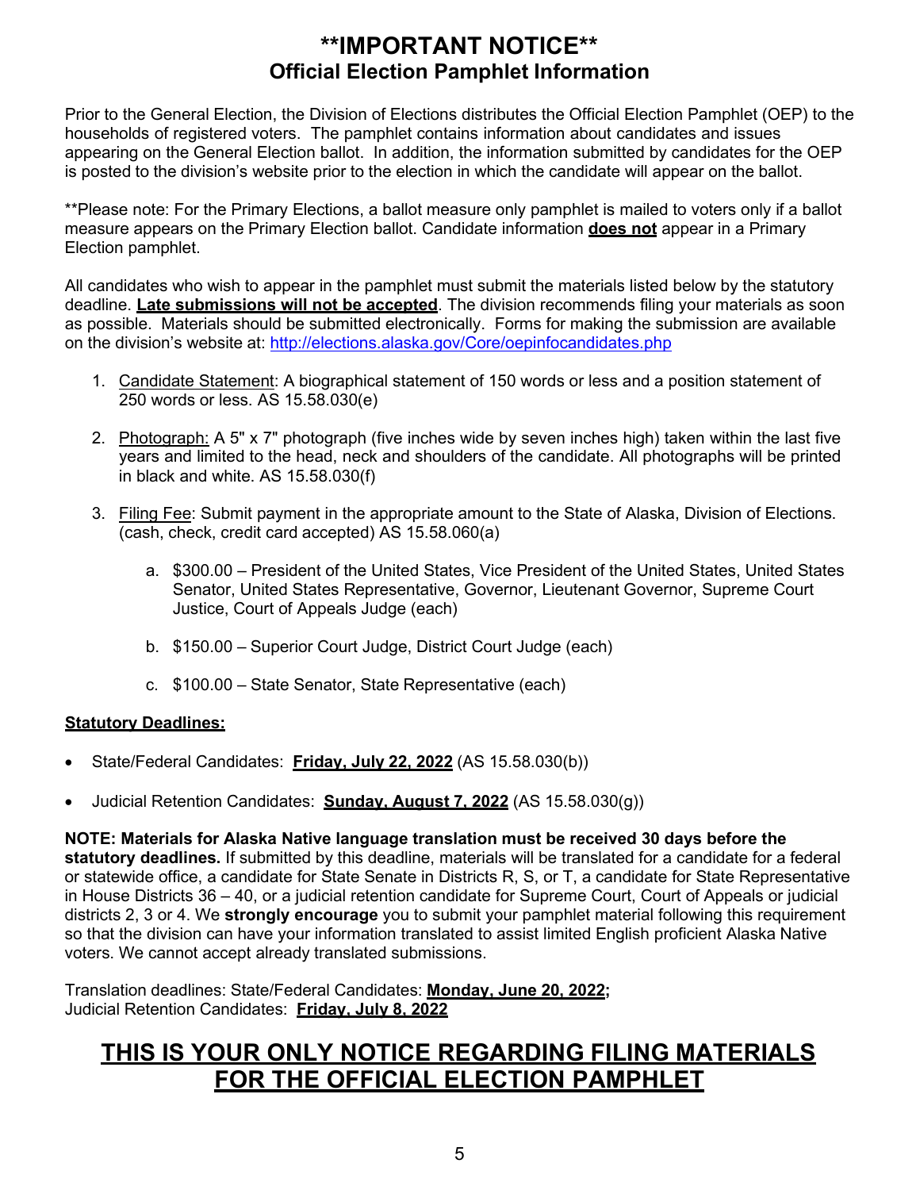# **IMPORTANT NOTICE**

## Official Election Pamphlet Information

Prior to the General Election, the Division of Elections distributes the Official Election Pamphlet (OEP) to the households of registered voters. The pamphlet contains information about candidates and issues appearing on the General Election ballot. In addition, the information submitted by candidates for the OEP is posted to the division's website prior to the election in which the candidate will appear on the ballot.

**Please note: For the Primary Elections, a ballot measure only pamphlet is mailed to voters only if a ballot measure appears on the Primary Election ballot. Candidate information **does not** appear in a Primary Election pamphlet.

All candidates who wish to appear in the pamphlet must submit the materials listed below by the statutory deadline. **Late submissions will not be accepted**. The division recommends filing your materials as soon as possible. Materials should be submitted electronically. Forms for making the submission are available on the division's website at: http://elections.alaska.gov/Core/oepinfocandidates.php

1. Candidate Statement: A biographical statement of 150 words or less and a position statement of 250 words or less. AS 15.58.030(e)

2. Photograph: A 5" x 7" photograph (five inches wide by seven inches high) taken within the last five years and limited to the head, neck and shoulders of the candidate. All photographs will be printed in black and white. AS 15.58.030(f)

3. Filing Fee: Submit payment in the appropriate amount to the State of Alaska, Division of Elections. (cash, check, credit card accepted) AS 15.58.060(a)

   a. $300.00 – President of the United States, Vice President of the United States, United States Senator, United States Representative, Governor, Lieutenant Governor, Supreme Court Justice, Court of Appeals Judge (each)

   b. $150.00 – Superior Court Judge, District Court Judge (each)

   c. $100.00 – State Senator, State Representative (each)

**Statutory Deadlines:**

- State/Federal Candidates: **Friday, July 22, 2022** (AS 15.58.030(b))
- Judicial Retention Candidates: **Sunday, August 7, 2022** (AS 15.58.030(g))

**NOTE: Materials for Alaska Native language translation must be received 30 days before the statutory deadlines.** If submitted by this deadline, materials will be translated for a candidate for a federal or statewide office, a candidate for State Senate in Districts R, S, or T, a candidate for State Representative in House Districts 36 – 40, or a judicial retention candidate for Supreme Court, Court of Appeals or judicial districts 2, 3 or 4. We **strongly encourage** you to submit your pamphlet material following this requirement so that the division can have your information translated to assist limited English proficient Alaska Native voters. We cannot accept already translated submissions.

Translation deadlines: State/Federal Candidates: **Monday, June 20, 2022;**
Judicial Retention Candidates: **Friday, July 8, 2022**

## THIS IS YOUR ONLY NOTICE REGARDING FILING MATERIALS FOR THE OFFICIAL ELECTION PAMPHLET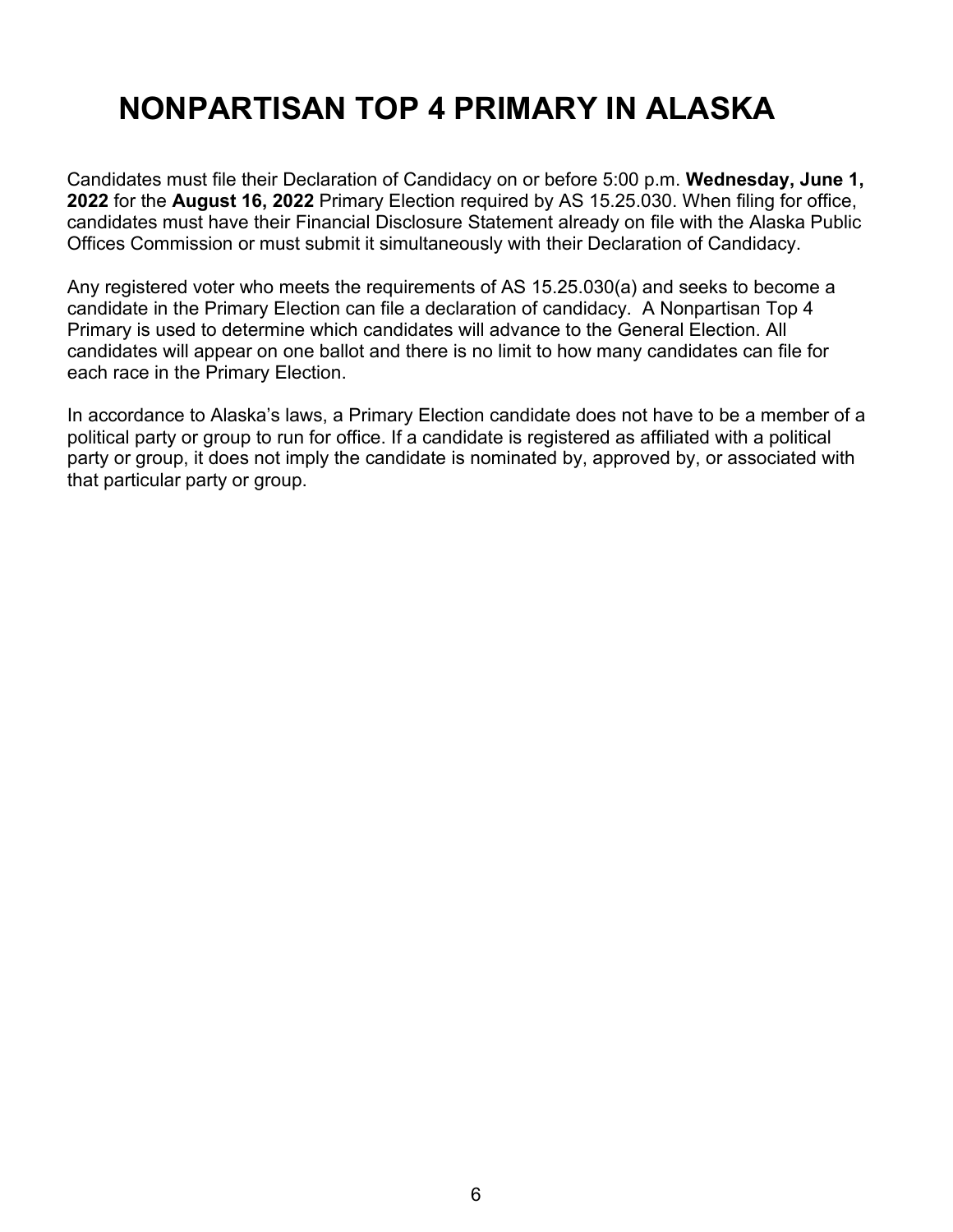# NONPARTISAN TOP 4 PRIMARY IN ALASKA

Candidates must file their Declaration of Candidacy on or before 5:00 p.m. **Wednesday, June 1, 2022** for the **August 16, 2022** Primary Election required by AS 15.25.030. When filing for office, candidates must have their Financial Disclosure Statement already on file with the Alaska Public Offices Commission or must submit it simultaneously with their Declaration of Candidacy.

Any registered voter who meets the requirements of AS 15.25.030(a) and seeks to become a candidate in the Primary Election can file a declaration of candidacy. A Nonpartisan Top 4 Primary is used to determine which candidates will advance to the General Election. All candidates will appear on one ballot and there is no limit to how many candidates can file for each race in the Primary Election.

In accordance to Alaska's laws, a Primary Election candidate does not have to be a member of a political party or group to run for office. If a candidate is registered as affiliated with a political party or group, it does not imply the candidate is nominated by, approved by, or associated with that particular party or group.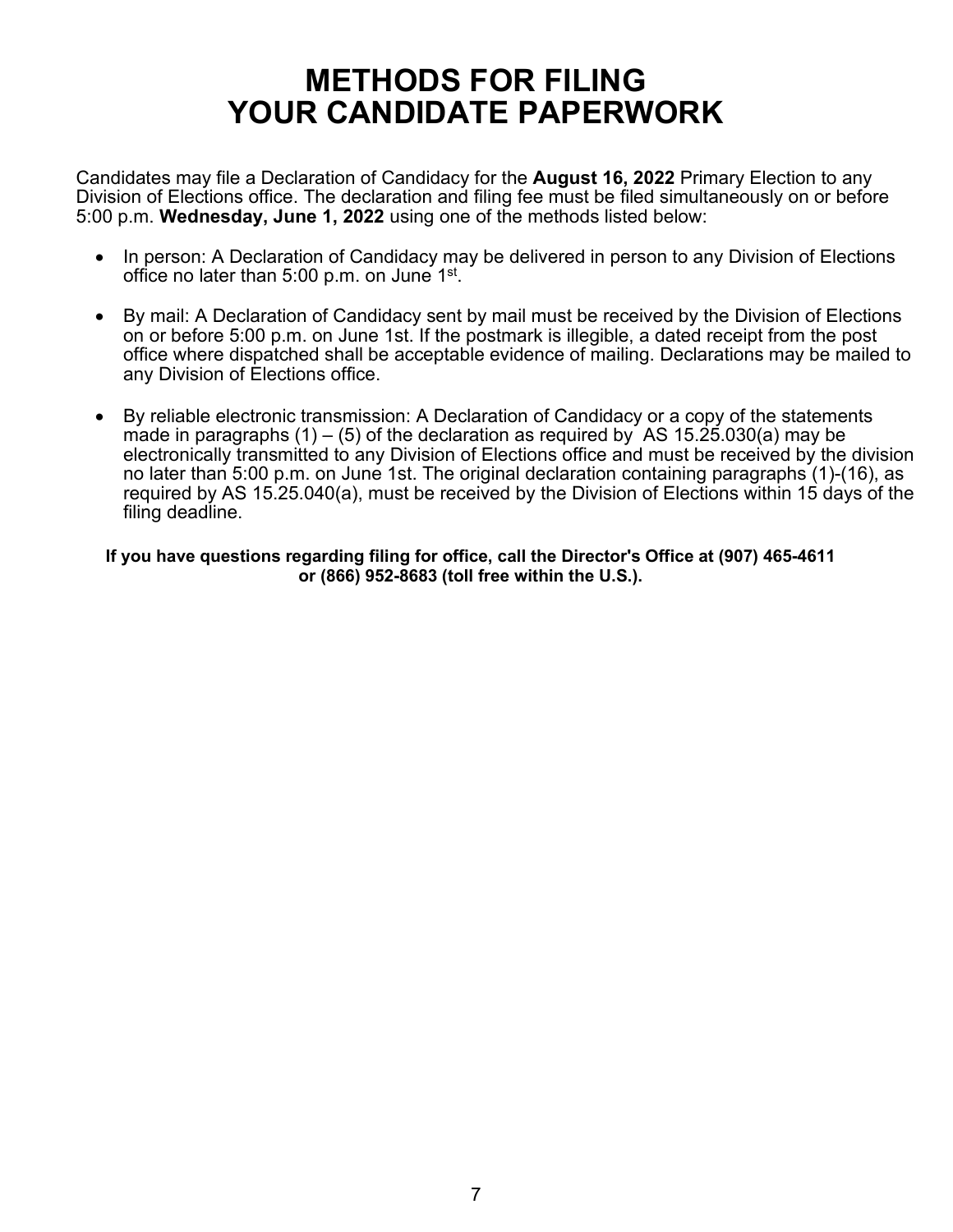# METHODS FOR FILING YOUR CANDIDATE PAPERWORK

Candidates may file a Declaration of Candidacy for the **August 16, 2022** Primary Election to any Division of Elections office. The declaration and filing fee must be filed simultaneously on or before 5:00 p.m. **Wednesday, June 1, 2022** using one of the methods listed below:

- In person: A Declaration of Candidacy may be delivered in person to any Division of Elections office no later than 5:00 p.m. on June 1st.
- By mail: A Declaration of Candidacy sent by mail must be received by the Division of Elections on or before 5:00 p.m. on June 1st. If the postmark is illegible, a dated receipt from the post office where dispatched shall be acceptable evidence of mailing. Declarations may be mailed to any Division of Elections office.
- By reliable electronic transmission: A Declaration of Candidacy or a copy of the statements made in paragraphs (1) – (5) of the declaration as required by AS 15.25.030(a) may be electronically transmitted to any Division of Elections office and must be received by the division no later than 5:00 p.m. on June 1st. The original declaration containing paragraphs (1)-(16), as required by AS 15.25.040(a), must be received by the Division of Elections within 15 days of the filing deadline.

**If you have questions regarding filing for office, call the Director's Office at (907) 465-4611 or (866) 952-8683 (toll free within the U.S.).**